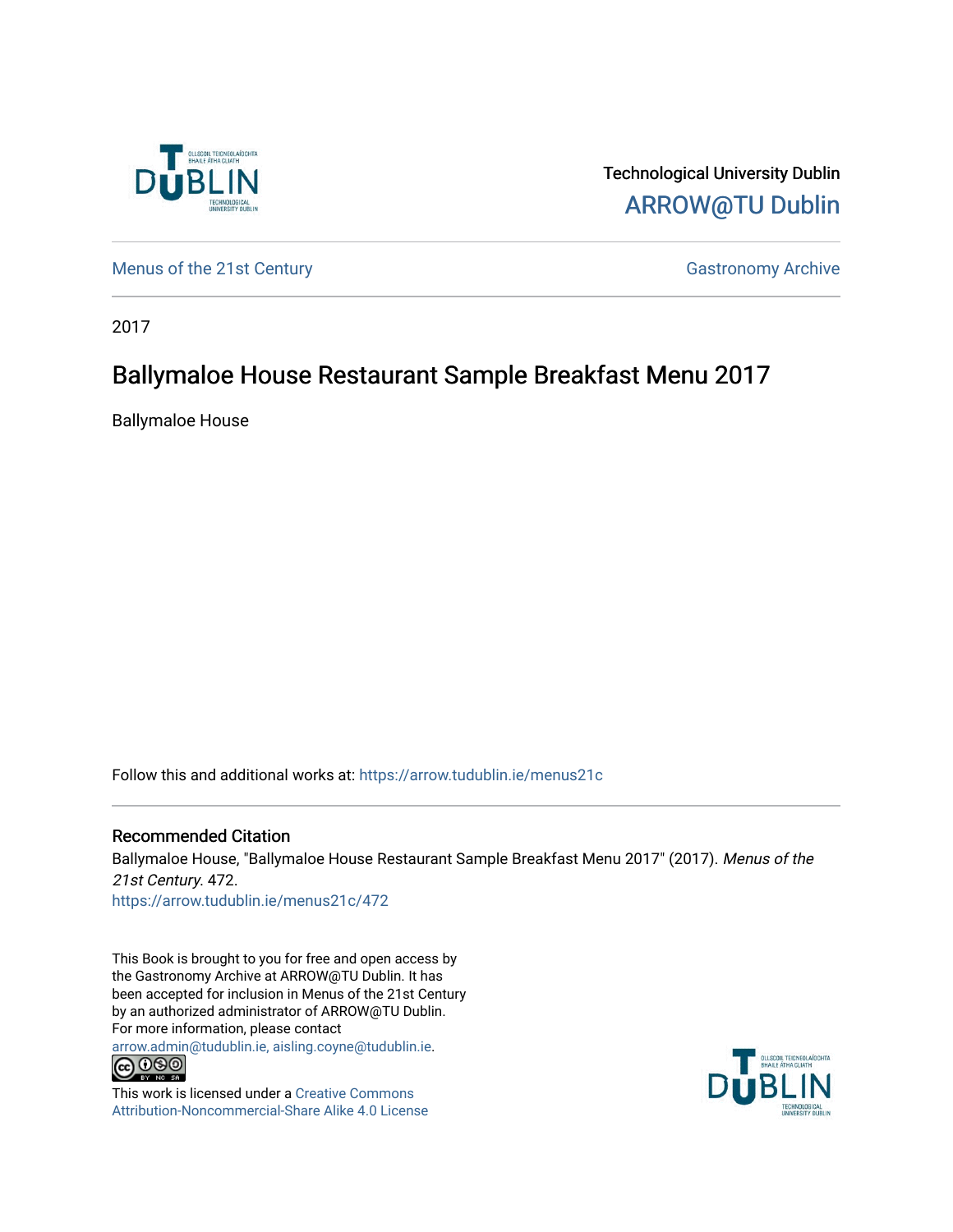Technological University Dublin

ARROW@TU Dublin

Menus of the 21st Century

Gastronomy Archive

2017

# Ballymaloe House Restaurant Sample Breakfast Menu 2017

Ballymaloe House

Follow this and additional works at: https://arrow.tudublin.ie/menus21c

## Recommended Citation

Ballymaloe House, "Ballymaloe House Restaurant Sample Breakfast Menu 2017" (2017). *Menus of the 21st Century*. 472.
https://arrow.tudublin.ie/menus21c/472

This Book is brought to you for free and open access by the Gastronomy Archive at ARROW@TU Dublin. It has been accepted for inclusion in Menus of the 21st Century by an authorized administrator of ARROW@TU Dublin. For more information, please contact arrow.admin@tudublin.ie, aisling.coyne@tudublin.ie.

This work is licensed under a Creative Commons Attribution-Noncommercial-Share Alike 4.0 License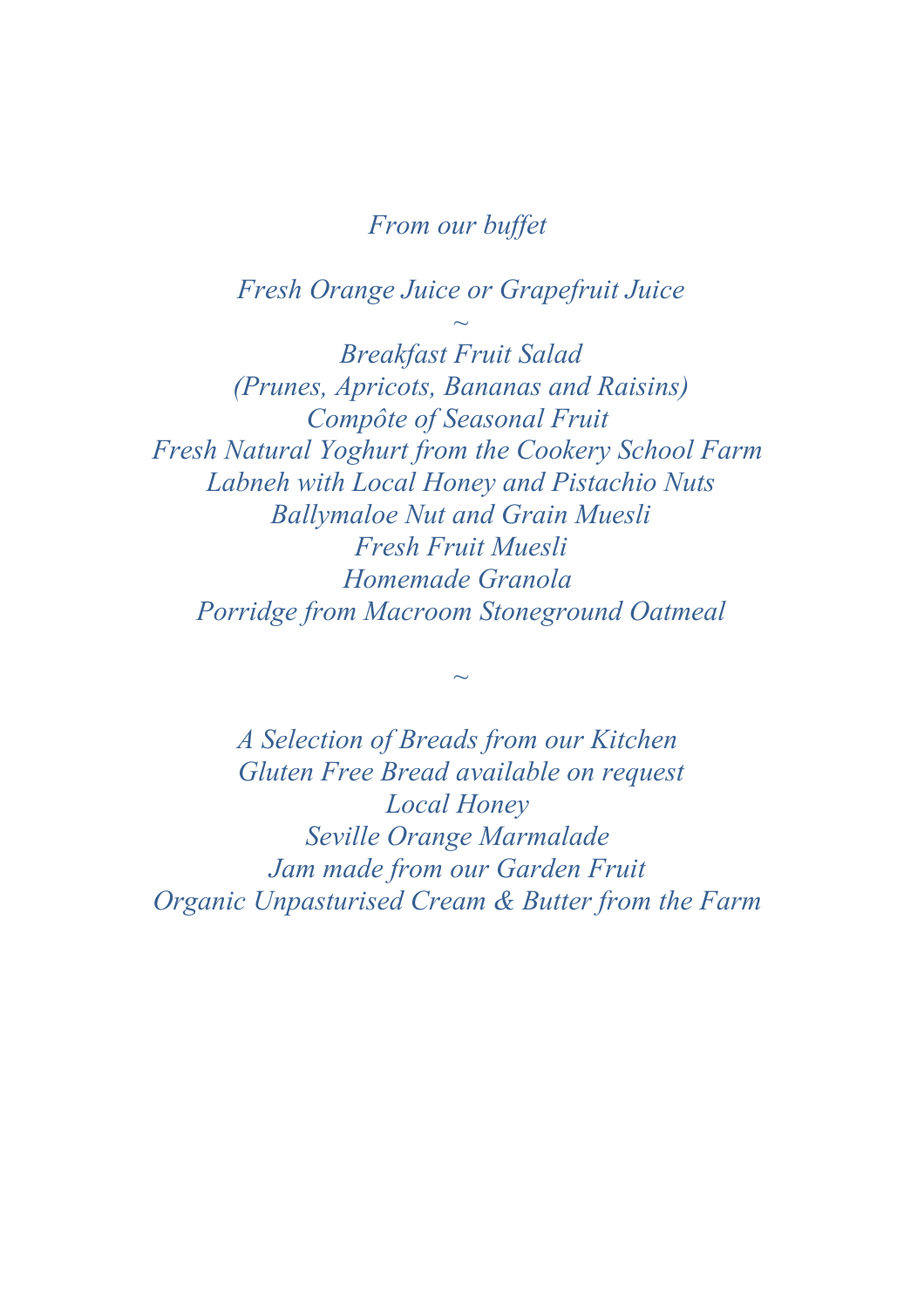*From our buffet*

*Fresh Orange Juice or Grapefruit Juice*

~

*Breakfast Fruit Salad*
*(Prunes, Apricots, Bananas and Raisins)*
*Compôte of Seasonal Fruit*
*Fresh Natural Yoghurt from the Cookery School Farm*
*Labneh with Local Honey and Pistachio Nuts*
*Ballymaloe Nut and Grain Muesli*
*Fresh Fruit Muesli*
*Homemade Granola*
*Porridge from Macroom Stoneground Oatmeal*

~

*A Selection of Breads from our Kitchen*
*Gluten Free Bread available on request*
*Local Honey*
*Seville Orange Marmalade*
*Jam made from our Garden Fruit*
*Organic Unpasturised Cream & Butter from the Farm*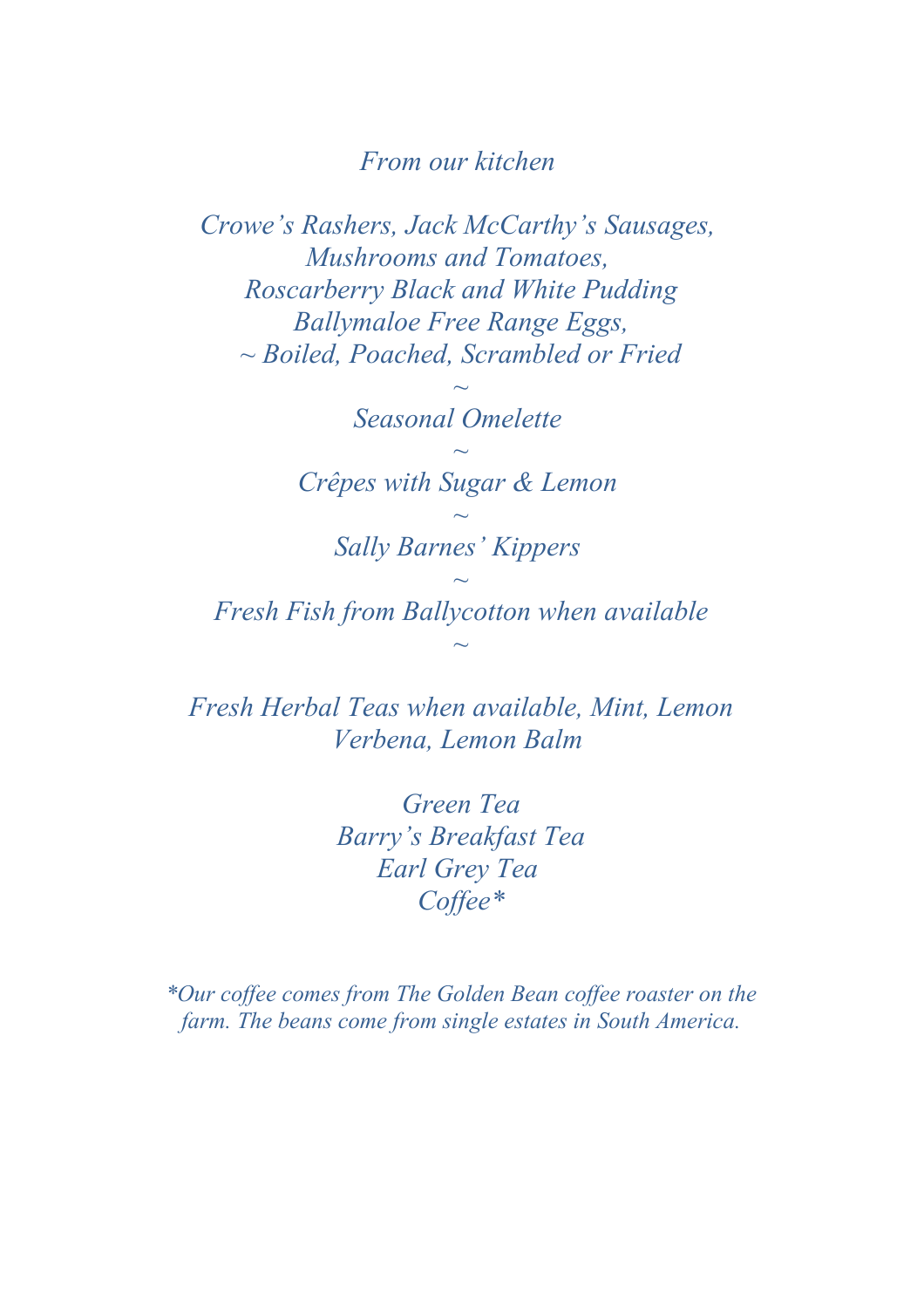*From our kitchen*

*Crowe's Rashers, Jack McCarthy's Sausages,*
*Mushrooms and Tomatoes,*
*Roscarberry Black and White Pudding*
*Ballymaloe Free Range Eggs,*
*~ Boiled, Poached, Scrambled or Fried*

*~*

*Seasonal Omelette*

*~*

*Crêpes with Sugar & Lemon*

*~*

*Sally Barnes' Kippers*

*~*

*Fresh Fish from Ballycotton when available*

*~*

*Fresh Herbal Teas when available, Mint, Lemon Verbena, Lemon Balm*

*Green Tea*
*Barry's Breakfast Tea*
*Earl Grey Tea*
*Coffee**

**Our coffee comes from The Golden Bean coffee roaster on the farm. The beans come from single estates in South America.*